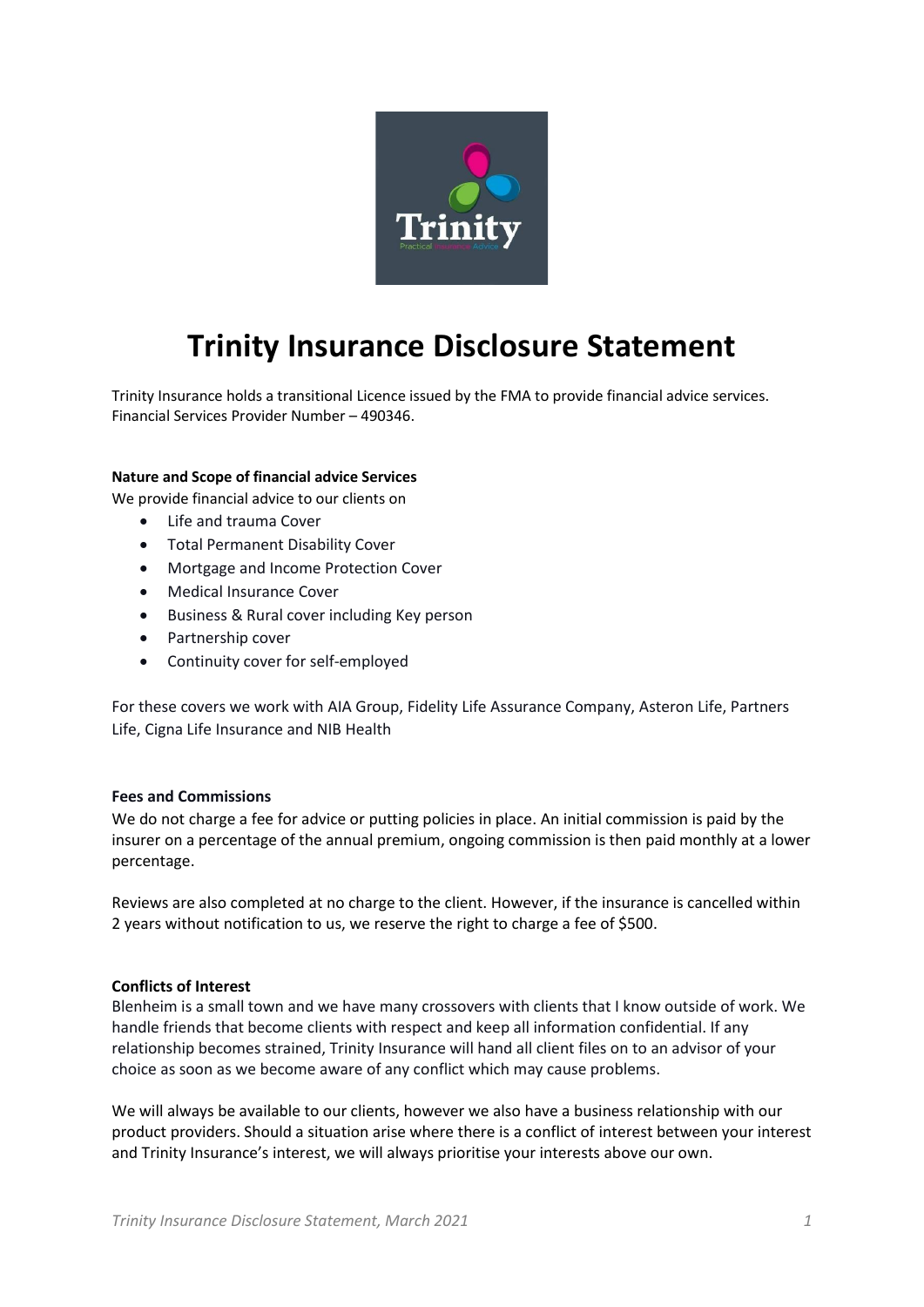# Trinity Insurance Disclosure Statement

Trinity Insurance holds a transitional Licence issued by the FMA to provide financial advice services. Financial Services Provider Number – 490346.

**Nature and Scope of financial advice Services**

We provide financial advice to our clients on

- Life and trauma Cover
- Total Permanent Disability Cover
- Mortgage and Income Protection Cover
- Medical Insurance Cover
- Business & Rural cover including Key person
- Partnership cover
- Continuity cover for self-employed

For these covers we work with AIA Group, Fidelity Life Assurance Company, Asteron Life, Partners Life, Cigna Life Insurance and NIB Health

**Fees and Commissions**

We do not charge a fee for advice or putting policies in place. An initial commission is paid by the insurer on a percentage of the annual premium, ongoing commission is then paid monthly at a lower percentage.

Reviews are also completed at no charge to the client. However, if the insurance is cancelled within 2 years without notification to us, we reserve the right to charge a fee of $500.

**Conflicts of Interest**

Blenheim is a small town and we have many crossovers with clients that I know outside of work. We handle friends that become clients with respect and keep all information confidential. If any relationship becomes strained, Trinity Insurance will hand all client files on to an advisor of your choice as soon as we become aware of any conflict which may cause problems.

We will always be available to our clients, however we also have a business relationship with our product providers. Should a situation arise where there is a conflict of interest between your interest and Trinity Insurance's interest, we will always prioritise your interests above our own.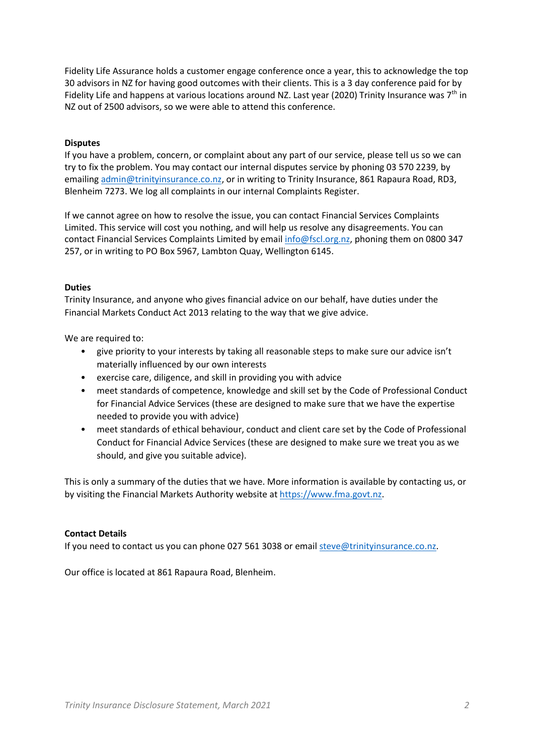Fidelity Life Assurance holds a customer engage conference once a year, this to acknowledge the top 30 advisors in NZ for having good outcomes with their clients. This is a 3 day conference paid for by Fidelity Life and happens at various locations around NZ. Last year (2020) Trinity Insurance was 7th in NZ out of 2500 advisors, so we were able to attend this conference.

**Disputes**

If you have a problem, concern, or complaint about any part of our service, please tell us so we can try to fix the problem. You may contact our internal disputes service by phoning 03 570 2239, by emailing admin@trinityinsurance.co.nz, or in writing to Trinity Insurance, 861 Rapaura Road, RD3, Blenheim 7273. We log all complaints in our internal Complaints Register.

If we cannot agree on how to resolve the issue, you can contact Financial Services Complaints Limited. This service will cost you nothing, and will help us resolve any disagreements. You can contact Financial Services Complaints Limited by email info@fscl.org.nz, phoning them on 0800 347 257, or in writing to PO Box 5967, Lambton Quay, Wellington 6145.

**Duties**

Trinity Insurance, and anyone who gives financial advice on our behalf, have duties under the Financial Markets Conduct Act 2013 relating to the way that we give advice.

We are required to:

- give priority to your interests by taking all reasonable steps to make sure our advice isn't materially influenced by our own interests
- exercise care, diligence, and skill in providing you with advice
- meet standards of competence, knowledge and skill set by the Code of Professional Conduct for Financial Advice Services (these are designed to make sure that we have the expertise needed to provide you with advice)
- meet standards of ethical behaviour, conduct and client care set by the Code of Professional Conduct for Financial Advice Services (these are designed to make sure we treat you as we should, and give you suitable advice).

This is only a summary of the duties that we have. More information is available by contacting us, or by visiting the Financial Markets Authority website at https://www.fma.govt.nz.

**Contact Details**

If you need to contact us you can phone 027 561 3038 or email steve@trinityinsurance.co.nz.

Our office is located at 861 Rapaura Road, Blenheim.